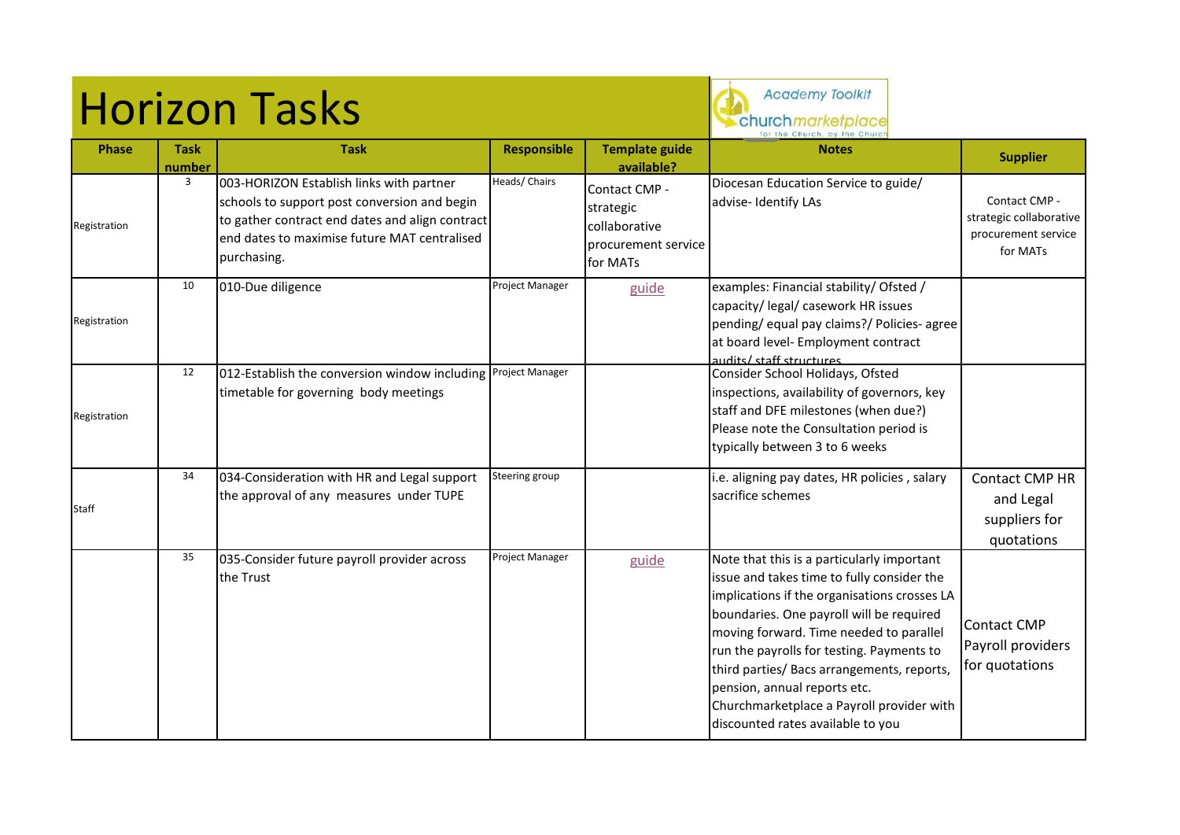# Horizon Tasks

Academy Toolkit
churchmarketplace
for the Church, by the Church

| Phase | Task number | Task | Responsible | Template guide available? | Notes | Supplier |
|---|---|---|---|---|---|---|
| Registration | 3 | 003-HORIZON Establish links with partner schools to support post conversion and begin to gather contract end dates and align contract end dates to maximise future MAT centralised purchasing. | Heads/ Chairs | Contact CMP - strategic collaborative procurement service for MATs | Diocesan Education Service to guide/ advise- Identify LAs | Contact CMP - strategic collaborative procurement service for MATs |
| Registration | 10 | 010-Due diligence | Project Manager | guide | examples: Financial stability/ Ofsted / capacity/ legal/ casework HR issues pending/ equal pay claims?/ Policies- agree at board level- Employment contract audits/ staff structures | |
| Registration | 12 | 012-Establish the conversion window including timetable for governing body meetings | Project Manager | | Consider School Holidays, Ofsted inspections, availability of governors, key staff and DFE milestones (when due?) Please note the Consultation period is typically between 3 to 6 weeks | |
| Staff | 34 | 034-Consideration with HR and Legal support the approval of any measures under TUPE | Steering group | | i.e. aligning pay dates, HR policies , salary sacrifice schemes | Contact CMP HR and Legal suppliers for quotations |
| | 35 | 035-Consider future payroll provider across the Trust | Project Manager | guide | Note that this is a particularly important issue and takes time to fully consider the implications if the organisations crosses LA boundaries. One payroll will be required moving forward. Time needed to parallel run the payrolls for testing. Payments to third parties/ Bacs arrangements, reports, pension, annual reports etc. Churchmarketplace a Payroll provider with discounted rates available to you | Contact CMP Payroll providers for quotations |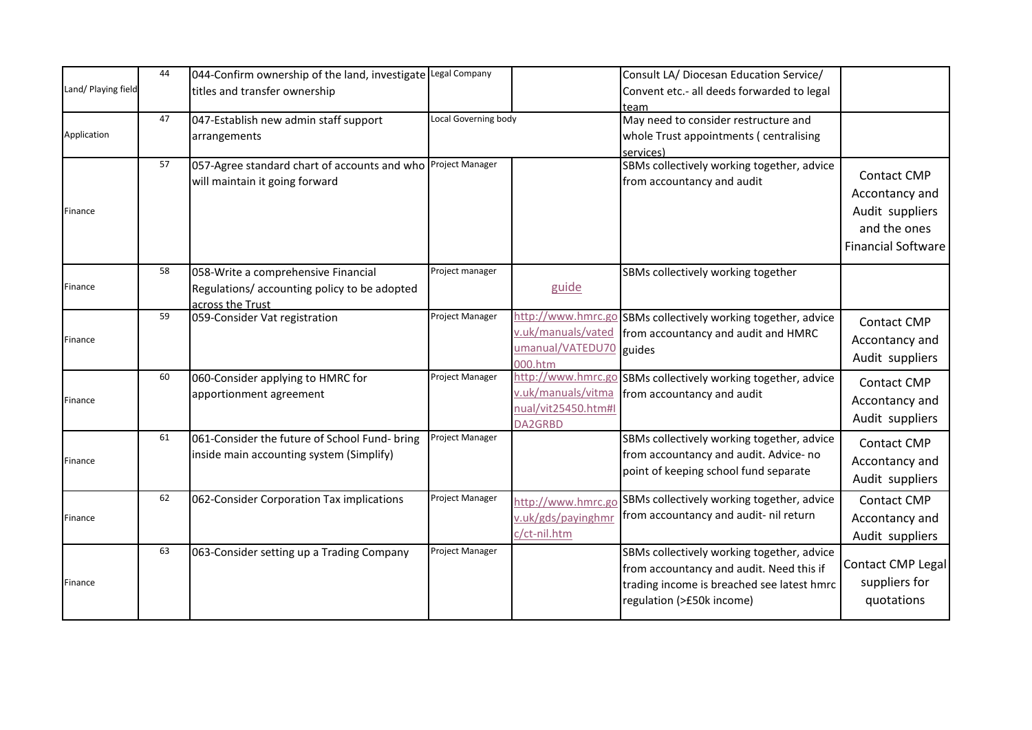| | | | | | | |
|---|---|---|---|---|---|---|
| Land/ Playing field | 44 | 044-Confirm ownership of the land, investigate titles and transfer ownership | Legal Company | | Consult LA/ Diocesan Education Service/ Convent etc.- all deeds forwarded to legal team | |
| Application | 47 | 047-Establish new admin staff support arrangements | Local Governing body | | May need to consider restructure and whole Trust appointments ( centralising services) | |
| Finance | 57 | 057-Agree standard chart of accounts and who will maintain it going forward | Project Manager | | SBMs collectively working together, advice from accountancy and audit | Contact CMP Accontancy and Audit suppliers and the ones Financial Software |
| Finance | 58 | 058-Write a comprehensive Financial Regulations/ accounting policy to be adopted across the Trust | Project manager | guide | SBMs collectively working together | |
| Finance | 59 | 059-Consider Vat registration | Project Manager | http://www.hmrc.gov.uk/manuals/vatedumanual/VATEDU70000.htm | SBMs collectively working together, advice from accountancy and audit and HMRC guides | Contact CMP Accontancy and Audit suppliers |
| Finance | 60 | 060-Consider applying to HMRC for apportionment agreement | Project Manager | http://www.hmrc.gov.uk/manuals/vitmanual/vit25450.htm#IDA2GRBD | SBMs collectively working together, advice from accountancy and audit | Contact CMP Accontancy and Audit suppliers |
| Finance | 61 | 061-Consider the future of School Fund- bring inside main accounting system (Simplify) | Project Manager | | SBMs collectively working together, advice from accountancy and audit. Advice- no point of keeping school fund separate | Contact CMP Accontancy and Audit suppliers |
| Finance | 62 | 062-Consider Corporation Tax implications | Project Manager | http://www.hmrc.gov.uk/gds/payinghmrc/ct-nil.htm | SBMs collectively working together, advice from accountancy and audit- nil return | Contact CMP Accontancy and Audit suppliers |
| Finance | 63 | 063-Consider setting up a Trading Company | Project Manager | | SBMs collectively working together, advice from accountancy and audit. Need this if trading income is breached see latest hmrc regulation (>£50k income) | Contact CMP Legal suppliers for quotations |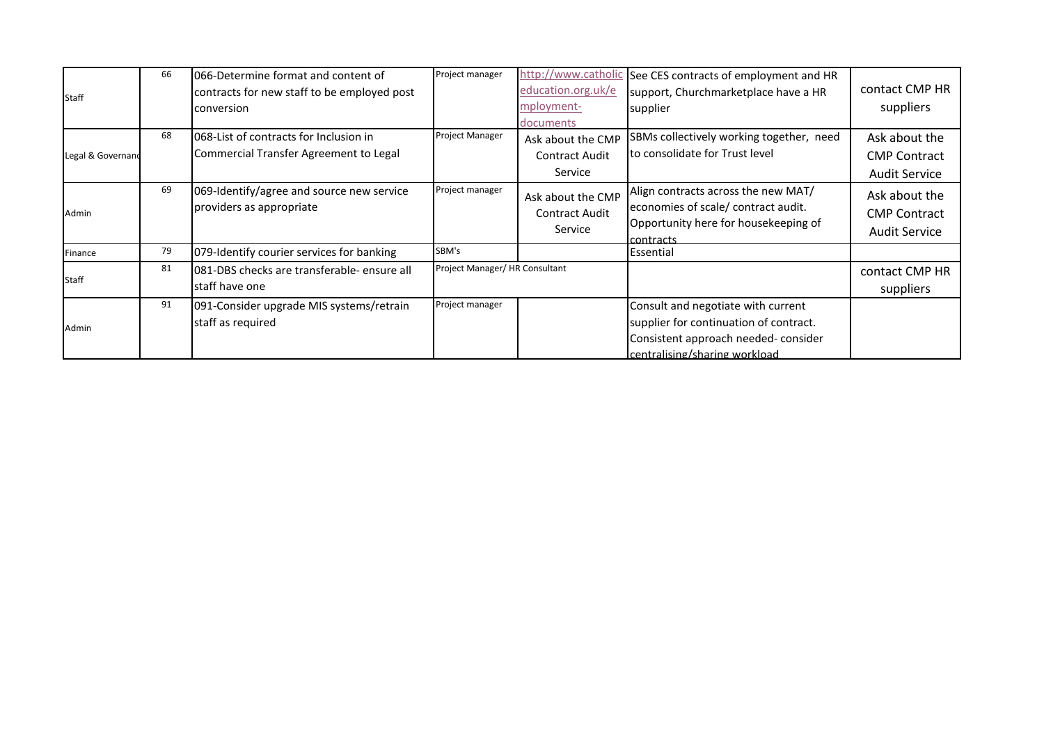| | | | | | | |
|---|---|---|---|---|---|---|
| Staff | 66 | 066-Determine format and content of contracts for new staff to be employed post conversion | Project manager | http://www.catholiceducation.org.uk/employment-documents | See CES contracts of employment and HR support, Churchmarketplace have a HR supplier | contact CMP HR suppliers |
| Legal & Governanc | 68 | 068-List of contracts for Inclusion in Commercial Transfer Agreement to Legal | Project Manager | Ask about the CMP Contract Audit Service | SBMs collectively working together, need to consolidate for Trust level | Ask about the CMP Contract Audit Service |
| Admin | 69 | 069-Identify/agree and source new service providers as appropriate | Project manager | Ask about the CMP Contract Audit Service | Align contracts across the new MAT/ economies of scale/ contract audit. Opportunity here for housekeeping of contracts | Ask about the CMP Contract Audit Service |
| Finance | 79 | 079-Identify courier services for banking | SBM's | | Essential | |
| Staff | 81 | 081-DBS checks are transferable- ensure all staff have one | Project Manager/ HR Consultant | | | contact CMP HR suppliers |
| Admin | 91 | 091-Consider upgrade MIS systems/retrain staff as required | Project manager | | Consult and negotiate with current supplier for continuation of contract. Consistent approach needed- consider centralising/sharing workload | |